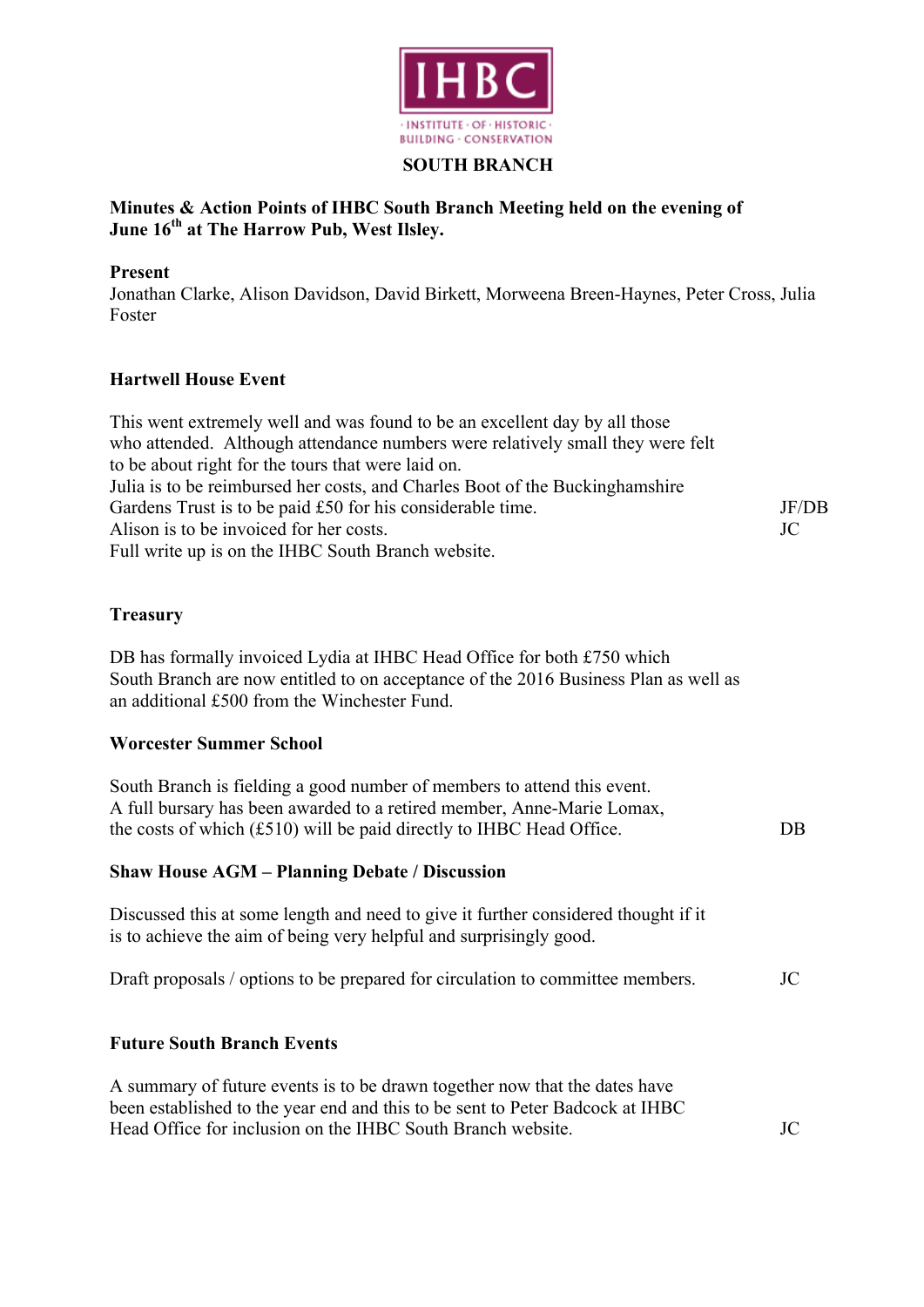IHBC

· INSTITUTE · OF · HISTORIC · BUILDING · CONSERVATION

**SOUTH BRANCH**

**Minutes & Action Points of IHBC South Branch Meeting held on the evening of June 16th at The Harrow Pub, West Ilsley.**

**Present**

Jonathan Clarke, Alison Davidson, David Birkett, Morweena Breen-Haynes, Peter Cross, Julia Foster

**Hartwell House Event**

This went extremely well and was found to be an excellent day by all those who attended. Although attendance numbers were relatively small they were felt to be about right for the tours that were laid on.

Julia is to be reimbursed her costs, and Charles Boot of the Buckinghamshire Gardens Trust is to be paid £50 for his considerable time. — JF/DB

Alison is to be invoiced for her costs. — JC

Full write up is on the IHBC South Branch website.

**Treasury**

DB has formally invoiced Lydia at IHBC Head Office for both £750 which South Branch are now entitled to on acceptance of the 2016 Business Plan as well as an additional £500 from the Winchester Fund.

**Worcester Summer School**

South Branch is fielding a good number of members to attend this event. A full bursary has been awarded to a retired member, Anne-Marie Lomax, the costs of which (£510) will be paid directly to IHBC Head Office. — DB

**Shaw House AGM – Planning Debate / Discussion**

Discussed this at some length and need to give it further considered thought if it is to achieve the aim of being very helpful and surprisingly good.

Draft proposals / options to be prepared for circulation to committee members. — JC

**Future South Branch Events**

A summary of future events is to be drawn together now that the dates have been established to the year end and this to be sent to Peter Badcock at IHBC Head Office for inclusion on the IHBC South Branch website. — JC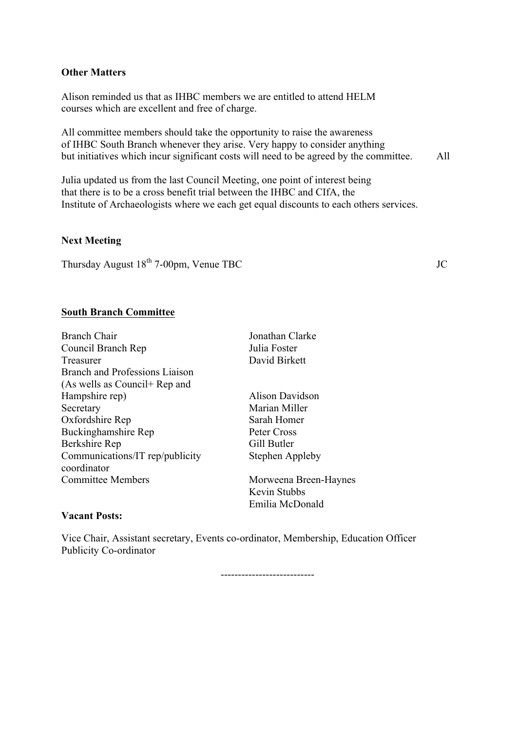**Other Matters**

Alison reminded us that as IHBC members we are entitled to attend HELM courses which are excellent and free of charge.

All committee members should take the opportunity to raise the awareness of IHBC South Branch whenever they arise. Very happy to consider anything but initiatives which incur significant costs will need to be agreed by the committee. All

Julia updated us from the last Council Meeting, one point of interest being that there is to be a cross benefit trial between the IHBC and CIfA, the Institute of Archaeologists where we each get equal discounts to each others services.

**Next Meeting**

Thursday August 18th 7-00pm, Venue TBC JC

**South Branch Committee**

| | |
|---|---|
| Branch Chair | Jonathan Clarke |
| Council Branch Rep | Julia Foster |
| Treasurer | David Birkett |
| Branch and Professions Liaison (As wells as Council+ Rep and Hampshire rep) | Alison Davidson |
| Secretary | Marian Miller |
| Oxfordshire Rep | Sarah Homer |
| Buckinghamshire Rep | Peter Cross |
| Berkshire Rep | Gill Butler |
| Communications/IT rep/publicity coordinator | Stephen Appleby |
| Committee Members | Morweena Breen-Haynes<br>Kevin Stubbs<br>Emilia McDonald |

**Vacant Posts:**

Vice Chair, Assistant secretary, Events co-ordinator, Membership, Education Officer Publicity Co-ordinator

--------------------------